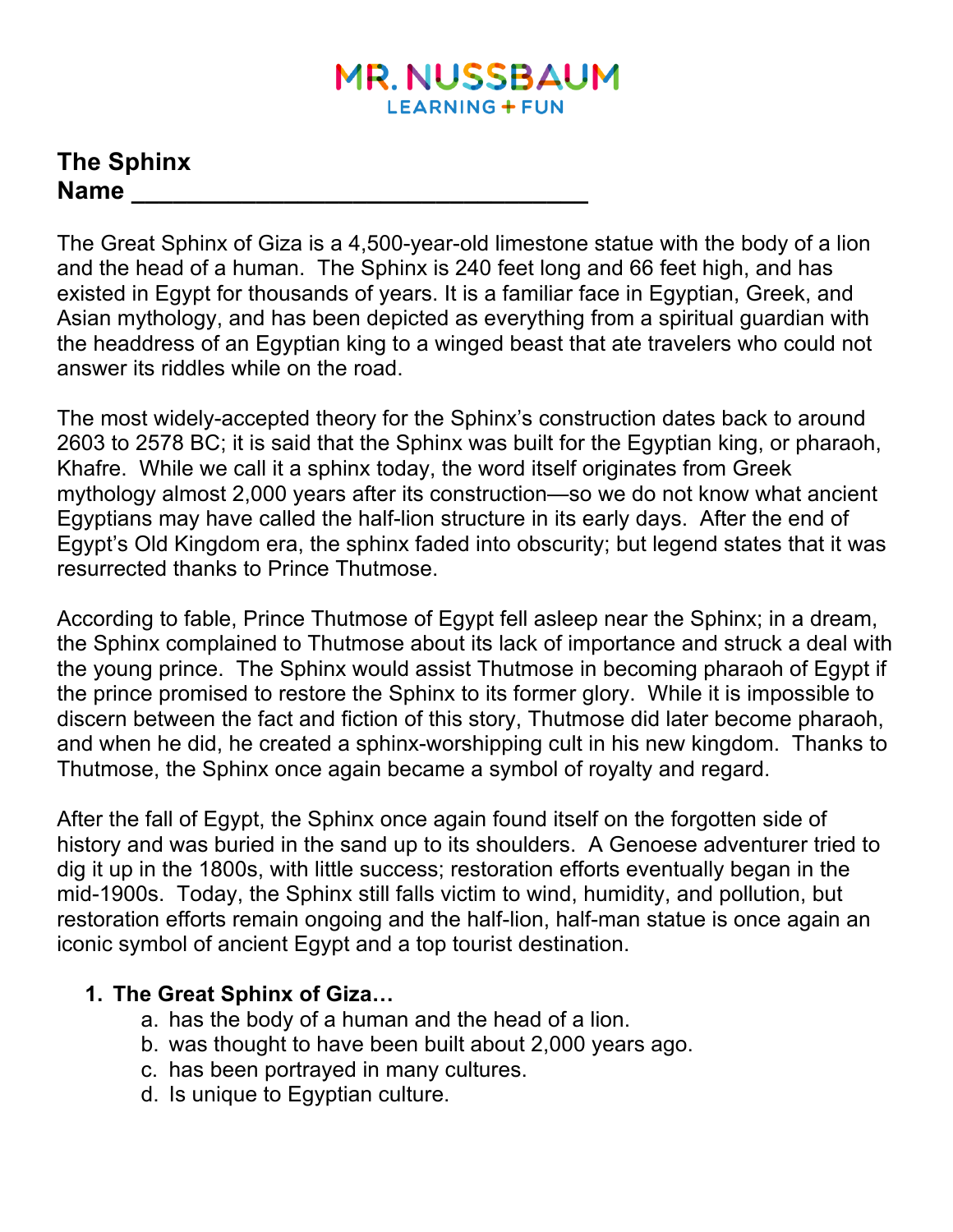MR. NUSSBAUM
LEARNING + FUN

**The Sphinx**
**Name \_\_\_\_\_\_\_\_\_\_\_\_\_\_\_\_\_\_\_\_\_\_\_\_\_\_\_\_\_\_\_\_\_**

The Great Sphinx of Giza is a 4,500-year-old limestone statue with the body of a lion and the head of a human. The Sphinx is 240 feet long and 66 feet high, and has existed in Egypt for thousands of years. It is a familiar face in Egyptian, Greek, and Asian mythology, and has been depicted as everything from a spiritual guardian with the headdress of an Egyptian king to a winged beast that ate travelers who could not answer its riddles while on the road.

The most widely-accepted theory for the Sphinx's construction dates back to around 2603 to 2578 BC; it is said that the Sphinx was built for the Egyptian king, or pharaoh, Khafre. While we call it a sphinx today, the word itself originates from Greek mythology almost 2,000 years after its construction—so we do not know what ancient Egyptians may have called the half-lion structure in its early days. After the end of Egypt's Old Kingdom era, the sphinx faded into obscurity; but legend states that it was resurrected thanks to Prince Thutmose.

According to fable, Prince Thutmose of Egypt fell asleep near the Sphinx; in a dream, the Sphinx complained to Thutmose about its lack of importance and struck a deal with the young prince. The Sphinx would assist Thutmose in becoming pharaoh of Egypt if the prince promised to restore the Sphinx to its former glory. While it is impossible to discern between the fact and fiction of this story, Thutmose did later become pharaoh, and when he did, he created a sphinx-worshipping cult in his new kingdom. Thanks to Thutmose, the Sphinx once again became a symbol of royalty and regard.

After the fall of Egypt, the Sphinx once again found itself on the forgotten side of history and was buried in the sand up to its shoulders. A Genoese adventurer tried to dig it up in the 1800s, with little success; restoration efforts eventually began in the mid-1900s. Today, the Sphinx still falls victim to wind, humidity, and pollution, but restoration efforts remain ongoing and the half-lion, half-man statue is once again an iconic symbol of ancient Egypt and a top tourist destination.

1. **The Great Sphinx of Giza…**
   a. has the body of a human and the head of a lion.
   b. was thought to have been built about 2,000 years ago.
   c. has been portrayed in many cultures.
   d. Is unique to Egyptian culture.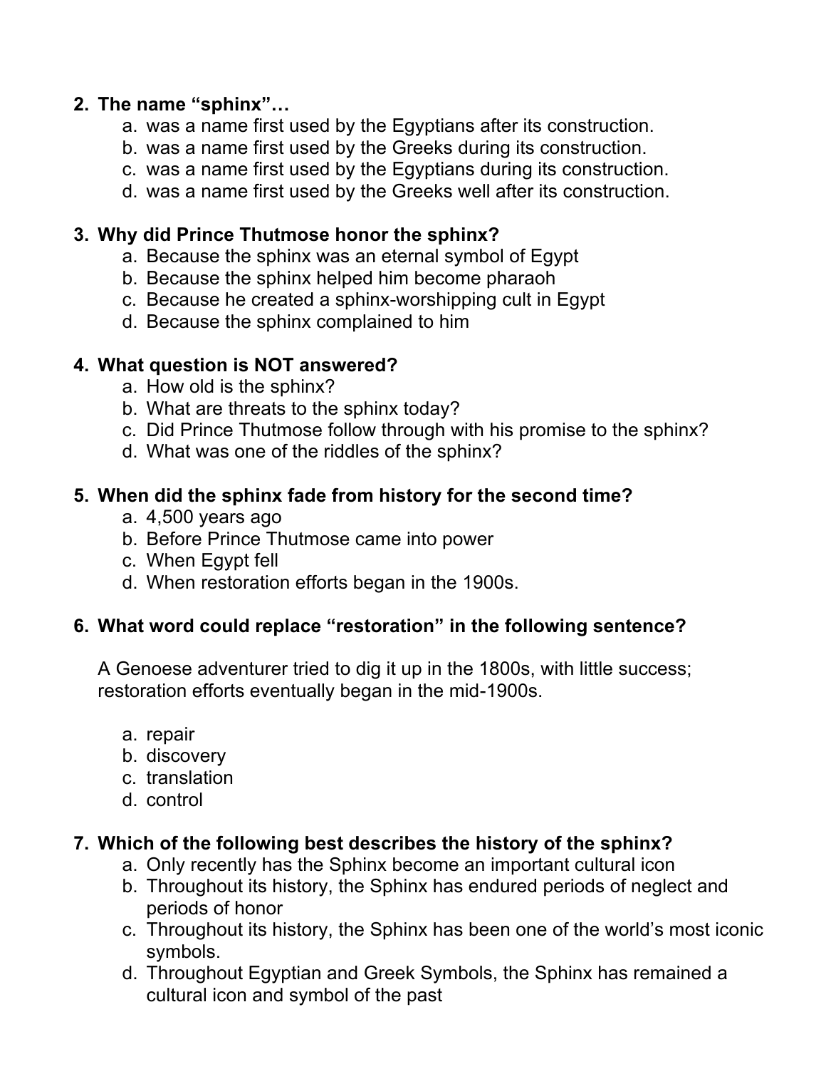2. **The name “sphinx”…**
    a. was a name first used by the Egyptians after its construction.
    b. was a name first used by the Greeks during its construction.
    c. was a name first used by the Egyptians during its construction.
    d. was a name first used by the Greeks well after its construction.

3. **Why did Prince Thutmose honor the sphinx?**
    a. Because the sphinx was an eternal symbol of Egypt
    b. Because the sphinx helped him become pharaoh
    c. Because he created a sphinx-worshipping cult in Egypt
    d. Because the sphinx complained to him

4. **What question is NOT answered?**
    a. How old is the sphinx?
    b. What are threats to the sphinx today?
    c. Did Prince Thutmose follow through with his promise to the sphinx?
    d. What was one of the riddles of the sphinx?

5. **When did the sphinx fade from history for the second time?**
    a. 4,500 years ago
    b. Before Prince Thutmose came into power
    c. When Egypt fell
    d. When restoration efforts began in the 1900s.

6. **What word could replace “restoration” in the following sentence?**

    A Genoese adventurer tried to dig it up in the 1800s, with little success; restoration efforts eventually began in the mid-1900s.

    a. repair
    b. discovery
    c. translation
    d. control

7. **Which of the following best describes the history of the sphinx?**
    a. Only recently has the Sphinx become an important cultural icon
    b. Throughout its history, the Sphinx has endured periods of neglect and periods of honor
    c. Throughout its history, the Sphinx has been one of the world’s most iconic symbols.
    d. Throughout Egyptian and Greek Symbols, the Sphinx has remained a cultural icon and symbol of the past